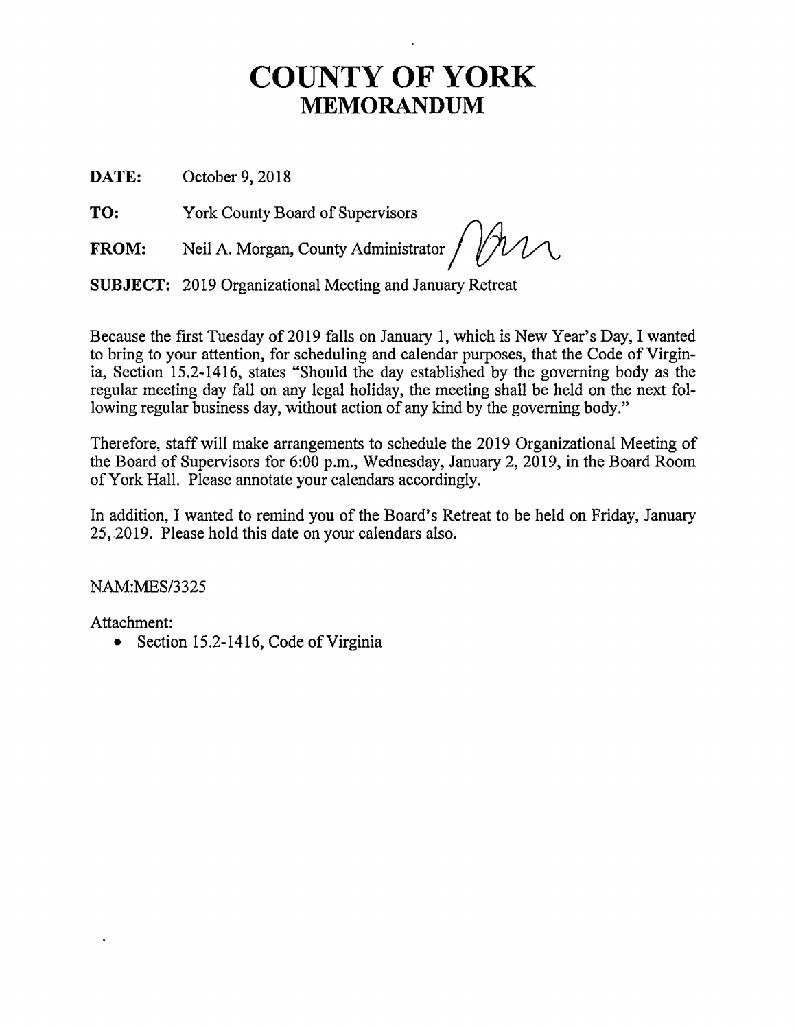# COUNTY OF YORK
## MEMORANDUM

**DATE:** October 9, 2018

**TO:** York County Board of Supervisors

**FROM:** Neil A. Morgan, County Administrator

**SUBJECT:** 2019 Organizational Meeting and January Retreat

Because the first Tuesday of 2019 falls on January 1, which is New Year's Day, I wanted to bring to your attention, for scheduling and calendar purposes, that the Code of Virginia, Section 15.2-1416, states "Should the day established by the governing body as the regular meeting day fall on any legal holiday, the meeting shall be held on the next following regular business day, without action of any kind by the governing body."

Therefore, staff will make arrangements to schedule the 2019 Organizational Meeting of the Board of Supervisors for 6:00 p.m., Wednesday, January 2, 2019, in the Board Room of York Hall. Please annotate your calendars accordingly.

In addition, I wanted to remind you of the Board's Retreat to be held on Friday, January 25, 2019. Please hold this date on your calendars also.

NAM:MES/3325

Attachment:

- Section 15.2-1416, Code of Virginia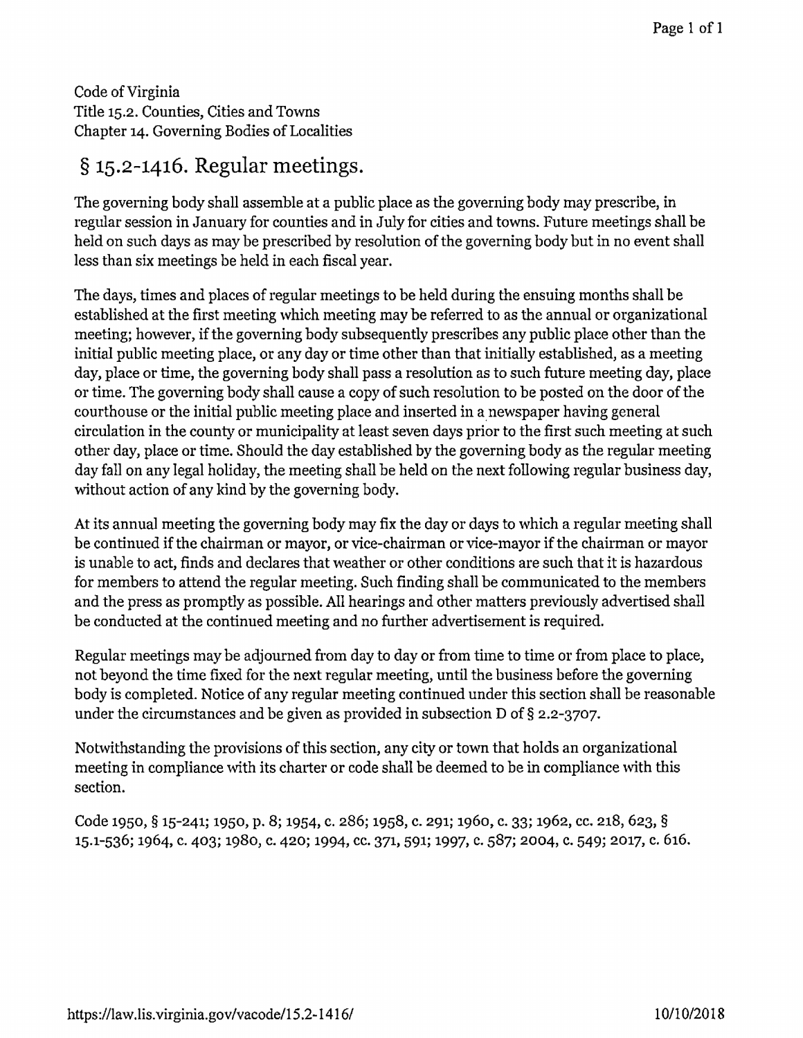Code of Virginia
Title 15.2. Counties, Cities and Towns
Chapter 14. Governing Bodies of Localities

# § 15.2-1416. Regular meetings.

The governing body shall assemble at a public place as the governing body may prescribe, in regular session in January for counties and in July for cities and towns. Future meetings shall be held on such days as may be prescribed by resolution of the governing body but in no event shall less than six meetings be held in each fiscal year.

The days, times and places of regular meetings to be held during the ensuing months shall be established at the first meeting which meeting may be referred to as the annual or organizational meeting; however, if the governing body subsequently prescribes any public place other than the initial public meeting place, or any day or time other than that initially established, as a meeting day, place or time, the governing body shall pass a resolution as to such future meeting day, place or time. The governing body shall cause a copy of such resolution to be posted on the door of the courthouse or the initial public meeting place and inserted in a newspaper having general circulation in the county or municipality at least seven days prior to the first such meeting at such other day, place or time. Should the day established by the governing body as the regular meeting day fall on any legal holiday, the meeting shall be held on the next following regular business day, without action of any kind by the governing body.

At its annual meeting the governing body may fix the day or days to which a regular meeting shall be continued if the chairman or mayor, or vice-chairman or vice-mayor if the chairman or mayor is unable to act, finds and declares that weather or other conditions are such that it is hazardous for members to attend the regular meeting. Such finding shall be communicated to the members and the press as promptly as possible. All hearings and other matters previously advertised shall be conducted at the continued meeting and no further advertisement is required.

Regular meetings may be adjourned from day to day or from time to time or from place to place, not beyond the time fixed for the next regular meeting, until the business before the governing body is completed. Notice of any regular meeting continued under this section shall be reasonable under the circumstances and be given as provided in subsection D of § 2.2-3707.

Notwithstanding the provisions of this section, any city or town that holds an organizational meeting in compliance with its charter or code shall be deemed to be in compliance with this section.

Code 1950, § 15-241; 1950, p. 8; 1954, c. 286; 1958, c. 291; 1960, c. 33; 1962, cc. 218, 623, § 15.1-536; 1964, c. 403; 1980, c. 420; 1994, cc. 371, 591; 1997, c. 587; 2004, c. 549; 2017, c. 616.

https://law.lis.virginia.gov/vacode/15.2-1416/ 10/10/2018